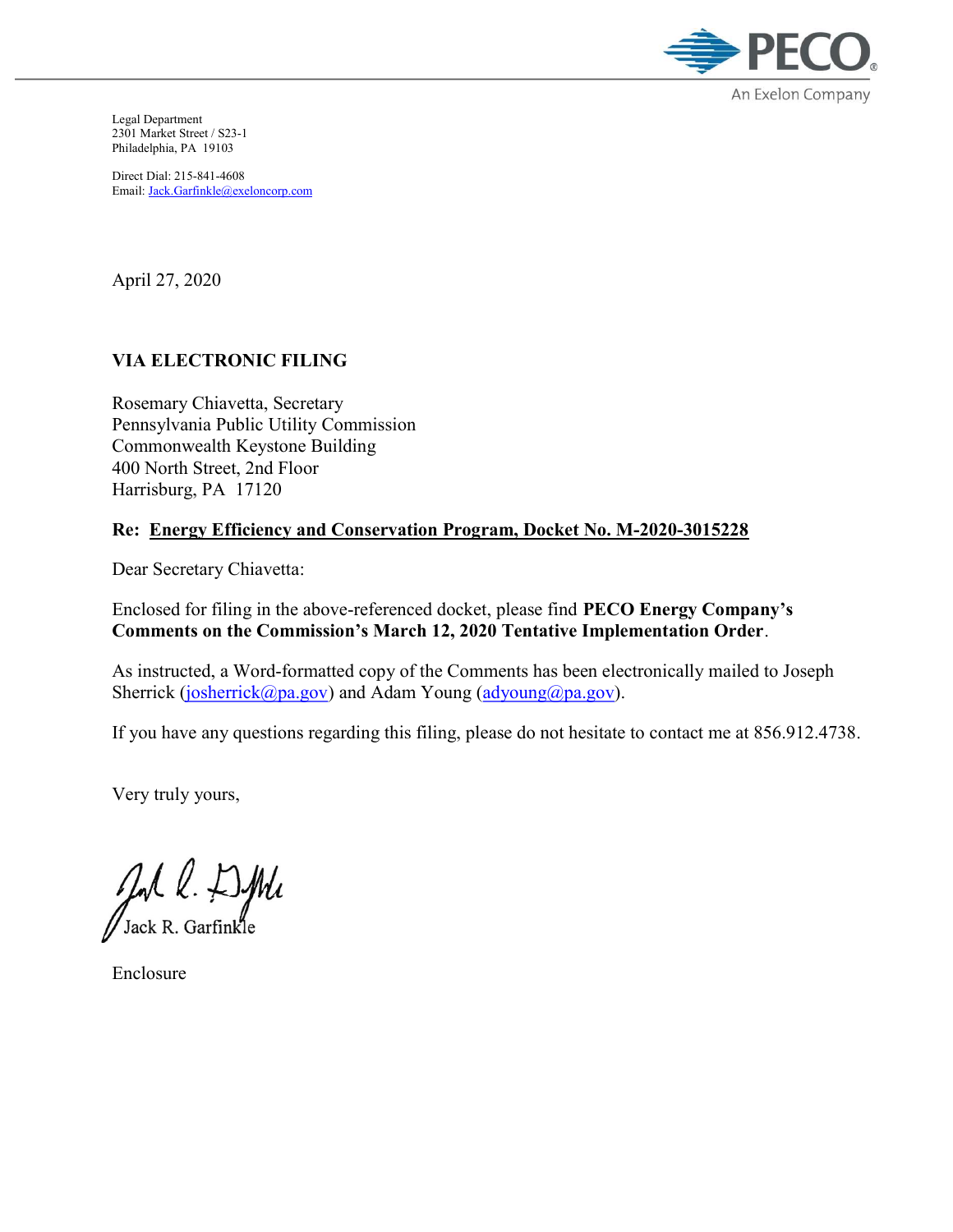PECO
An Exelon Company

Legal Department
2301 Market Street / S23-1
Philadelphia, PA 19103

Direct Dial: 215-841-4608
Email: Jack.Garfinkle@exeloncorp.com

April 27, 2020

**VIA ELECTRONIC FILING**

Rosemary Chiavetta, Secretary
Pennsylvania Public Utility Commission
Commonwealth Keystone Building
400 North Street, 2nd Floor
Harrisburg, PA 17120

**Re: Energy Efficiency and Conservation Program, Docket No. M-2020-3015228**

Dear Secretary Chiavetta:

Enclosed for filing in the above-referenced docket, please find **PECO Energy Company's Comments on the Commission's March 12, 2020 Tentative Implementation Order**.

As instructed, a Word-formatted copy of the Comments has been electronically mailed to Joseph Sherrick (josherrick@pa.gov) and Adam Young (adyoung@pa.gov).

If you have any questions regarding this filing, please do not hesitate to contact me at 856.912.4738.

Very truly yours,

Jack R. Garfinkle

Enclosure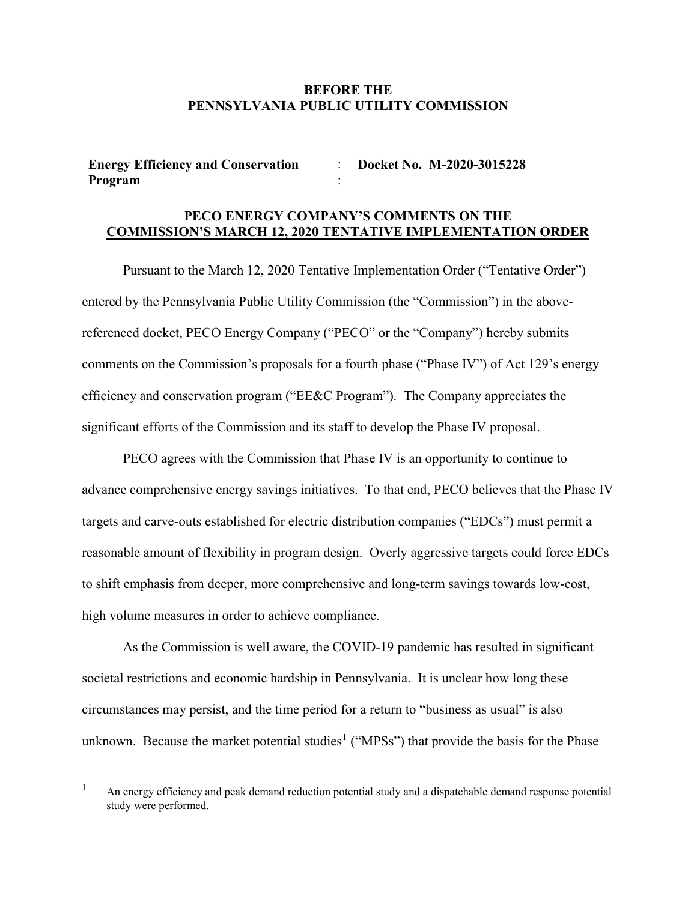**BEFORE THE**
**PENNSYLVANIA PUBLIC UTILITY COMMISSION**

| | | |
|---|---|---|
| **Energy Efficiency and Conservation Program** | : | **Docket No. M-2020-3015228** |

## PECO ENERGY COMPANY'S COMMENTS ON THE COMMISSION'S MARCH 12, 2020 TENTATIVE IMPLEMENTATION ORDER

Pursuant to the March 12, 2020 Tentative Implementation Order ("Tentative Order") entered by the Pennsylvania Public Utility Commission (the "Commission") in the above-referenced docket, PECO Energy Company ("PECO" or the "Company") hereby submits comments on the Commission's proposals for a fourth phase ("Phase IV") of Act 129's energy efficiency and conservation program ("EE&C Program"). The Company appreciates the significant efforts of the Commission and its staff to develop the Phase IV proposal.

PECO agrees with the Commission that Phase IV is an opportunity to continue to advance comprehensive energy savings initiatives. To that end, PECO believes that the Phase IV targets and carve-outs established for electric distribution companies ("EDCs") must permit a reasonable amount of flexibility in program design. Overly aggressive targets could force EDCs to shift emphasis from deeper, more comprehensive and long-term savings towards low-cost, high volume measures in order to achieve compliance.

As the Commission is well aware, the COVID-19 pandemic has resulted in significant societal restrictions and economic hardship in Pennsylvania. It is unclear how long these circumstances may persist, and the time period for a return to "business as usual" is also unknown. Because the market potential studies[1] ("MPSs") that provide the basis for the Phase

---

[1] An energy efficiency and peak demand reduction potential study and a dispatchable demand response potential study were performed.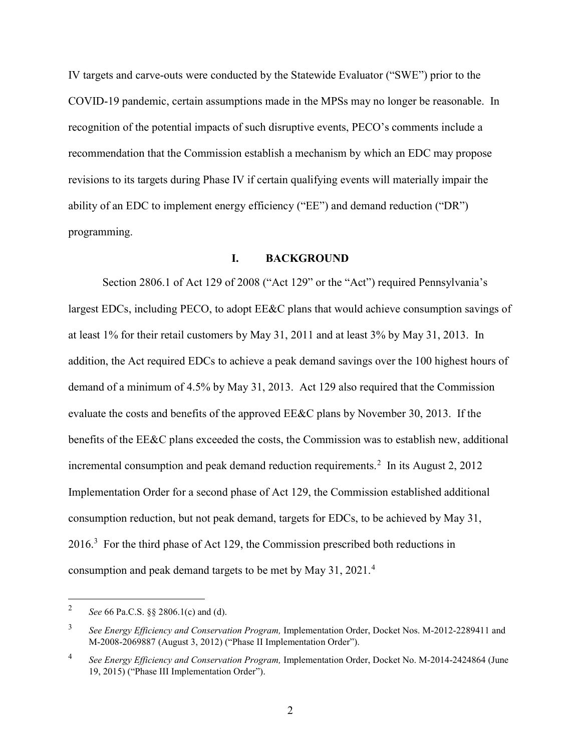IV targets and carve-outs were conducted by the Statewide Evaluator ("SWE") prior to the COVID-19 pandemic, certain assumptions made in the MPSs may no longer be reasonable. In recognition of the potential impacts of such disruptive events, PECO's comments include a recommendation that the Commission establish a mechanism by which an EDC may propose revisions to its targets during Phase IV if certain qualifying events will materially impair the ability of an EDC to implement energy efficiency ("EE") and demand reduction ("DR") programming.

## I. BACKGROUND

Section 2806.1 of Act 129 of 2008 ("Act 129" or the "Act") required Pennsylvania's largest EDCs, including PECO, to adopt EE&C plans that would achieve consumption savings of at least 1% for their retail customers by May 31, 2011 and at least 3% by May 31, 2013. In addition, the Act required EDCs to achieve a peak demand savings over the 100 highest hours of demand of a minimum of 4.5% by May 31, 2013. Act 129 also required that the Commission evaluate the costs and benefits of the approved EE&C plans by November 30, 2013. If the benefits of the EE&C plans exceeded the costs, the Commission was to establish new, additional incremental consumption and peak demand reduction requirements.[2] In its August 2, 2012 Implementation Order for a second phase of Act 129, the Commission established additional consumption reduction, but not peak demand, targets for EDCs, to be achieved by May 31, 2016.[3] For the third phase of Act 129, the Commission prescribed both reductions in consumption and peak demand targets to be met by May 31, 2021.[4]

---

[2] *See* 66 Pa.C.S. §§ 2806.1(c) and (d).

[3] *See Energy Efficiency and Conservation Program,* Implementation Order, Docket Nos. M-2012-2289411 and M-2008-2069887 (August 3, 2012) ("Phase II Implementation Order").

[4] *See Energy Efficiency and Conservation Program,* Implementation Order, Docket No. M-2014-2424864 (June 19, 2015) ("Phase III Implementation Order").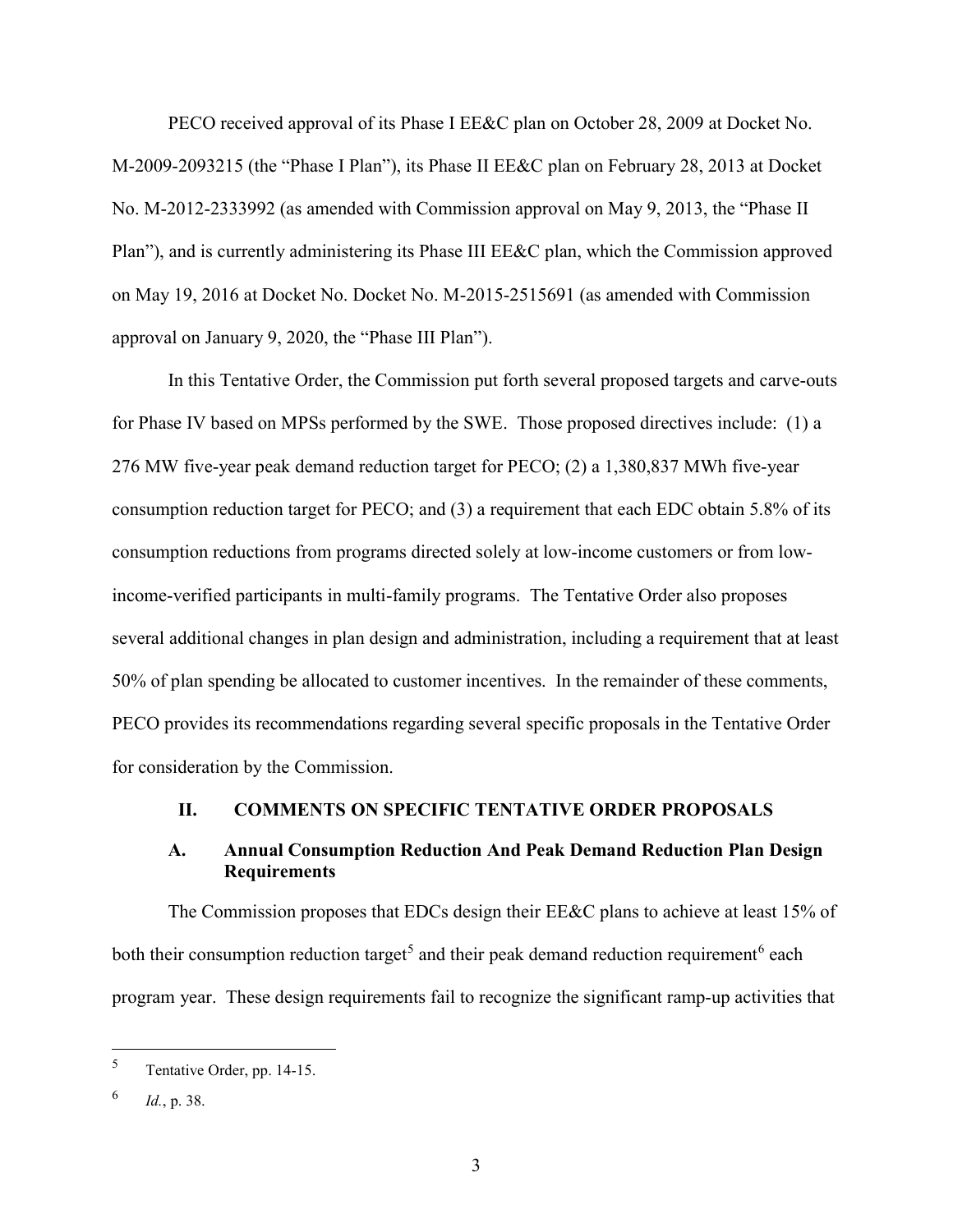PECO received approval of its Phase I EE&C plan on October 28, 2009 at Docket No. M-2009-2093215 (the "Phase I Plan"), its Phase II EE&C plan on February 28, 2013 at Docket No. M-2012-2333992 (as amended with Commission approval on May 9, 2013, the "Phase II Plan"), and is currently administering its Phase III EE&C plan, which the Commission approved on May 19, 2016 at Docket No. Docket No. M-2015-2515691 (as amended with Commission approval on January 9, 2020, the "Phase III Plan").

In this Tentative Order, the Commission put forth several proposed targets and carve-outs for Phase IV based on MPSs performed by the SWE. Those proposed directives include: (1) a 276 MW five-year peak demand reduction target for PECO; (2) a 1,380,837 MWh five-year consumption reduction target for PECO; and (3) a requirement that each EDC obtain 5.8% of its consumption reductions from programs directed solely at low-income customers or from low-income-verified participants in multi-family programs. The Tentative Order also proposes several additional changes in plan design and administration, including a requirement that at least 50% of plan spending be allocated to customer incentives. In the remainder of these comments, PECO provides its recommendations regarding several specific proposals in the Tentative Order for consideration by the Commission.

## II. COMMENTS ON SPECIFIC TENTATIVE ORDER PROPOSALS

### A. Annual Consumption Reduction And Peak Demand Reduction Plan Design Requirements

The Commission proposes that EDCs design their EE&C plans to achieve at least 15% of both their consumption reduction target[5] and their peak demand reduction requirement[6] each program year. These design requirements fail to recognize the significant ramp-up activities that

---

[5] Tentative Order, pp. 14-15.

[6] *Id.*, p. 38.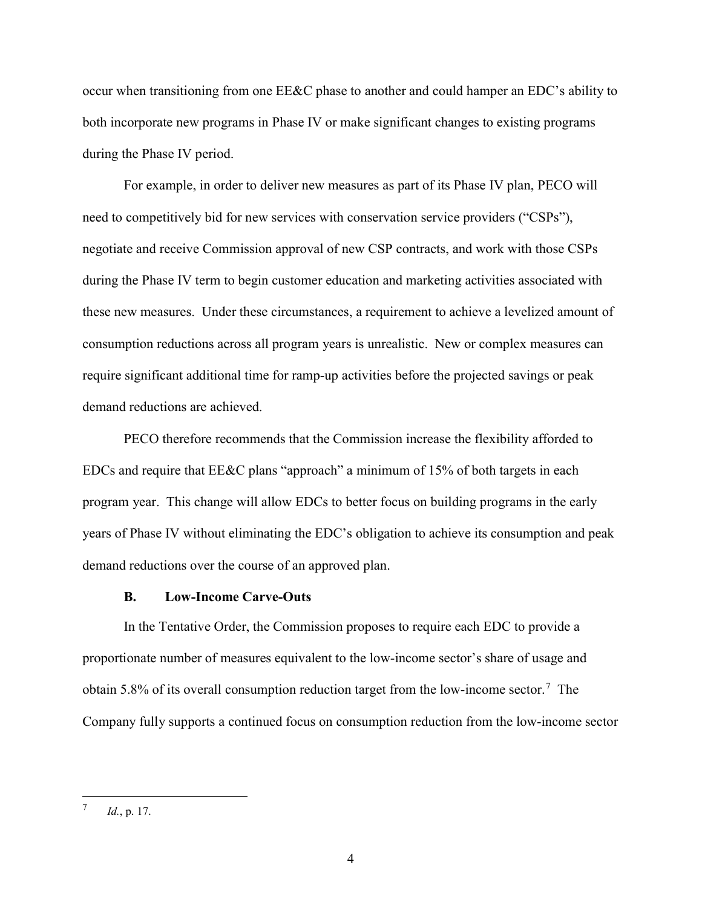occur when transitioning from one EE&C phase to another and could hamper an EDC's ability to both incorporate new programs in Phase IV or make significant changes to existing programs during the Phase IV period.

For example, in order to deliver new measures as part of its Phase IV plan, PECO will need to competitively bid for new services with conservation service providers ("CSPs"), negotiate and receive Commission approval of new CSP contracts, and work with those CSPs during the Phase IV term to begin customer education and marketing activities associated with these new measures. Under these circumstances, a requirement to achieve a levelized amount of consumption reductions across all program years is unrealistic. New or complex measures can require significant additional time for ramp-up activities before the projected savings or peak demand reductions are achieved.

PECO therefore recommends that the Commission increase the flexibility afforded to EDCs and require that EE&C plans "approach" a minimum of 15% of both targets in each program year. This change will allow EDCs to better focus on building programs in the early years of Phase IV without eliminating the EDC's obligation to achieve its consumption and peak demand reductions over the course of an approved plan.

### B. Low-Income Carve-Outs

In the Tentative Order, the Commission proposes to require each EDC to provide a proportionate number of measures equivalent to the low-income sector's share of usage and obtain 5.8% of its overall consumption reduction target from the low-income sector.[7] The Company fully supports a continued focus on consumption reduction from the low-income sector

---

[7] *Id.*, p. 17.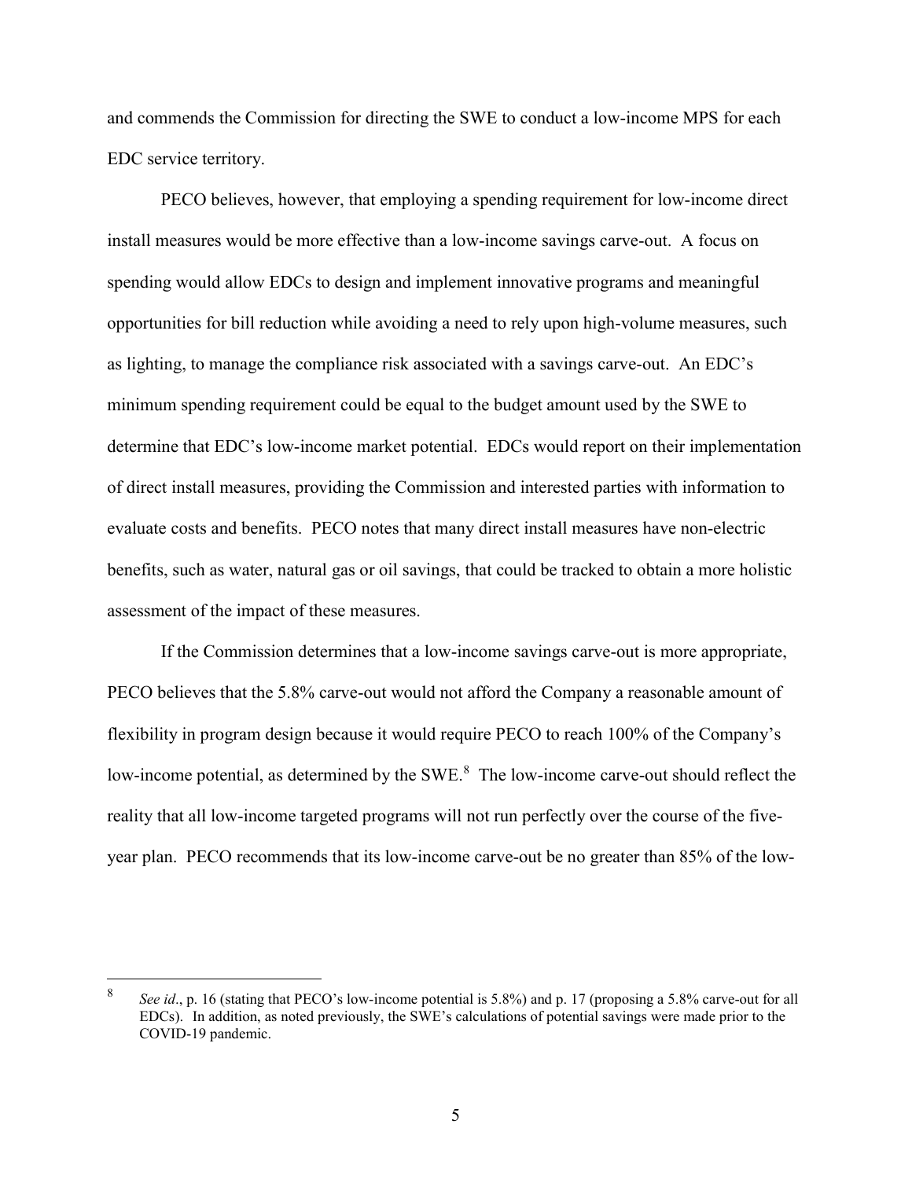and commends the Commission for directing the SWE to conduct a low-income MPS for each EDC service territory.

PECO believes, however, that employing a spending requirement for low-income direct install measures would be more effective than a low-income savings carve-out. A focus on spending would allow EDCs to design and implement innovative programs and meaningful opportunities for bill reduction while avoiding a need to rely upon high-volume measures, such as lighting, to manage the compliance risk associated with a savings carve-out. An EDC's minimum spending requirement could be equal to the budget amount used by the SWE to determine that EDC's low-income market potential. EDCs would report on their implementation of direct install measures, providing the Commission and interested parties with information to evaluate costs and benefits. PECO notes that many direct install measures have non-electric benefits, such as water, natural gas or oil savings, that could be tracked to obtain a more holistic assessment of the impact of these measures.

If the Commission determines that a low-income savings carve-out is more appropriate, PECO believes that the 5.8% carve-out would not afford the Company a reasonable amount of flexibility in program design because it would require PECO to reach 100% of the Company's low-income potential, as determined by the SWE.[8] The low-income carve-out should reflect the reality that all low-income targeted programs will not run perfectly over the course of the five-year plan. PECO recommends that its low-income carve-out be no greater than 85% of the low-

---

[8] *See id*., p. 16 (stating that PECO's low-income potential is 5.8%) and p. 17 (proposing a 5.8% carve-out for all EDCs). In addition, as noted previously, the SWE's calculations of potential savings were made prior to the COVID-19 pandemic.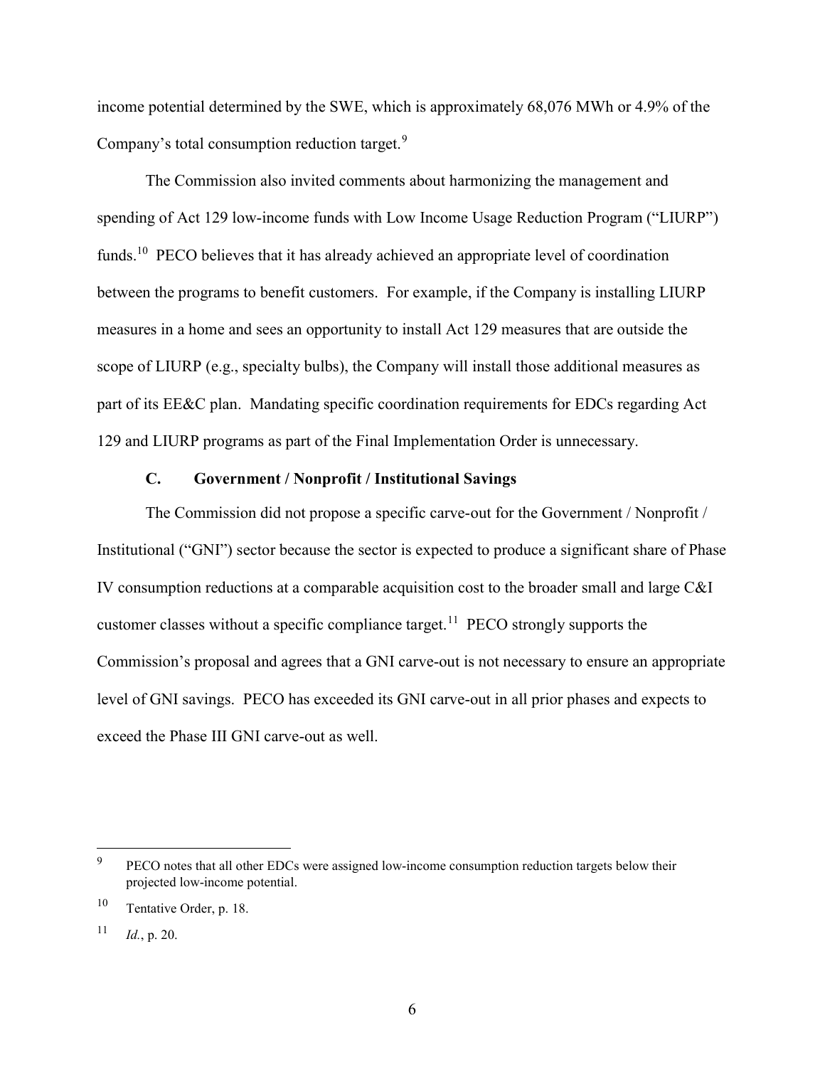income potential determined by the SWE, which is approximately 68,076 MWh or 4.9% of the Company's total consumption reduction target.[9]

The Commission also invited comments about harmonizing the management and spending of Act 129 low-income funds with Low Income Usage Reduction Program ("LIURP") funds.[10] PECO believes that it has already achieved an appropriate level of coordination between the programs to benefit customers. For example, if the Company is installing LIURP measures in a home and sees an opportunity to install Act 129 measures that are outside the scope of LIURP (e.g., specialty bulbs), the Company will install those additional measures as part of its EE&C plan. Mandating specific coordination requirements for EDCs regarding Act 129 and LIURP programs as part of the Final Implementation Order is unnecessary.

### C. Government / Nonprofit / Institutional Savings

The Commission did not propose a specific carve-out for the Government / Nonprofit / Institutional ("GNI") sector because the sector is expected to produce a significant share of Phase IV consumption reductions at a comparable acquisition cost to the broader small and large C&I customer classes without a specific compliance target.[11] PECO strongly supports the Commission's proposal and agrees that a GNI carve-out is not necessary to ensure an appropriate level of GNI savings. PECO has exceeded its GNI carve-out in all prior phases and expects to exceed the Phase III GNI carve-out as well.

---

[9] PECO notes that all other EDCs were assigned low-income consumption reduction targets below their projected low-income potential.

[10] Tentative Order, p. 18.

[11] *Id.*, p. 20.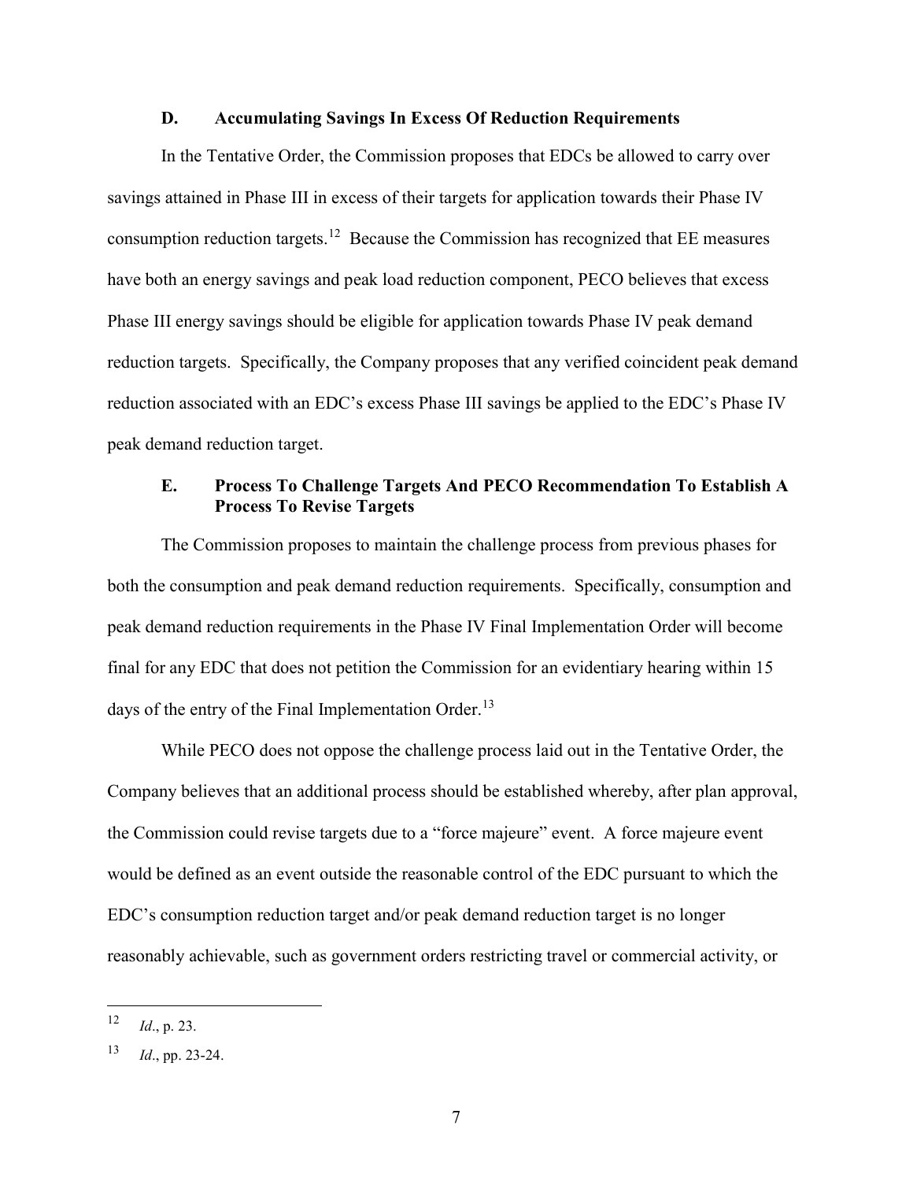### D. Accumulating Savings In Excess Of Reduction Requirements

In the Tentative Order, the Commission proposes that EDCs be allowed to carry over savings attained in Phase III in excess of their targets for application towards their Phase IV consumption reduction targets.[12] Because the Commission has recognized that EE measures have both an energy savings and peak load reduction component, PECO believes that excess Phase III energy savings should be eligible for application towards Phase IV peak demand reduction targets. Specifically, the Company proposes that any verified coincident peak demand reduction associated with an EDC's excess Phase III savings be applied to the EDC's Phase IV peak demand reduction target.

### E. Process To Challenge Targets And PECO Recommendation To Establish A Process To Revise Targets

The Commission proposes to maintain the challenge process from previous phases for both the consumption and peak demand reduction requirements. Specifically, consumption and peak demand reduction requirements in the Phase IV Final Implementation Order will become final for any EDC that does not petition the Commission for an evidentiary hearing within 15 days of the entry of the Final Implementation Order.[13]

While PECO does not oppose the challenge process laid out in the Tentative Order, the Company believes that an additional process should be established whereby, after plan approval, the Commission could revise targets due to a "force majeure" event. A force majeure event would be defined as an event outside the reasonable control of the EDC pursuant to which the EDC's consumption reduction target and/or peak demand reduction target is no longer reasonably achievable, such as government orders restricting travel or commercial activity, or

---

[12] *Id*., p. 23.

[13] *Id*., pp. 23-24.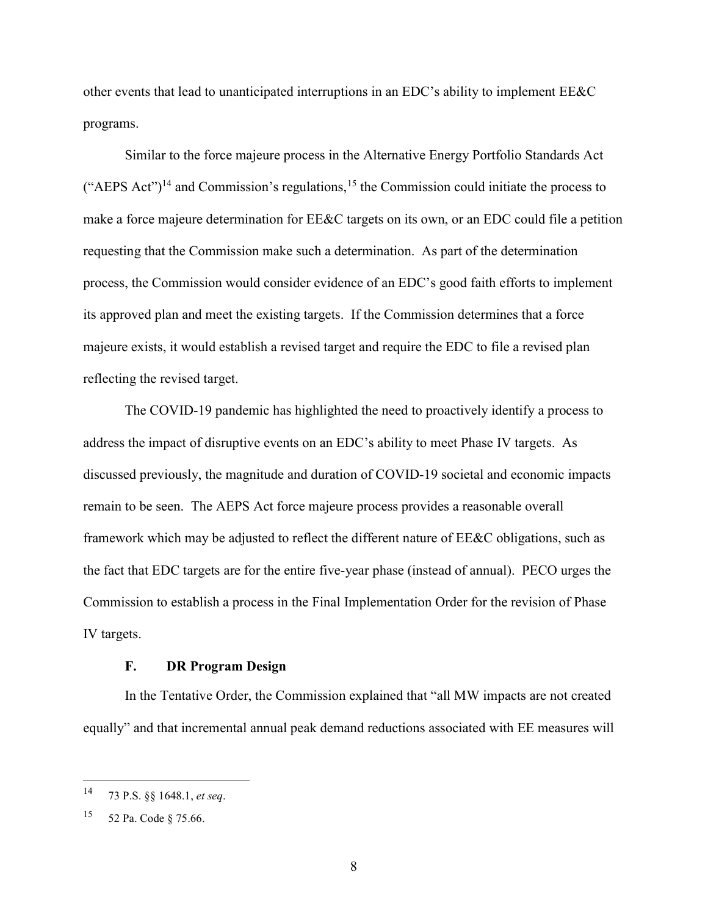other events that lead to unanticipated interruptions in an EDC's ability to implement EE&C programs.

Similar to the force majeure process in the Alternative Energy Portfolio Standards Act ("AEPS Act")[14] and Commission's regulations,[15] the Commission could initiate the process to make a force majeure determination for EE&C targets on its own, or an EDC could file a petition requesting that the Commission make such a determination. As part of the determination process, the Commission would consider evidence of an EDC's good faith efforts to implement its approved plan and meet the existing targets. If the Commission determines that a force majeure exists, it would establish a revised target and require the EDC to file a revised plan reflecting the revised target.

The COVID-19 pandemic has highlighted the need to proactively identify a process to address the impact of disruptive events on an EDC's ability to meet Phase IV targets. As discussed previously, the magnitude and duration of COVID-19 societal and economic impacts remain to be seen. The AEPS Act force majeure process provides a reasonable overall framework which may be adjusted to reflect the different nature of EE&C obligations, such as the fact that EDC targets are for the entire five-year phase (instead of annual). PECO urges the Commission to establish a process in the Final Implementation Order for the revision of Phase IV targets.

### F. DR Program Design

In the Tentative Order, the Commission explained that "all MW impacts are not created equally" and that incremental annual peak demand reductions associated with EE measures will

---

[14] 73 P.S. §§ 1648.1, *et seq*.

[15] 52 Pa. Code § 75.66.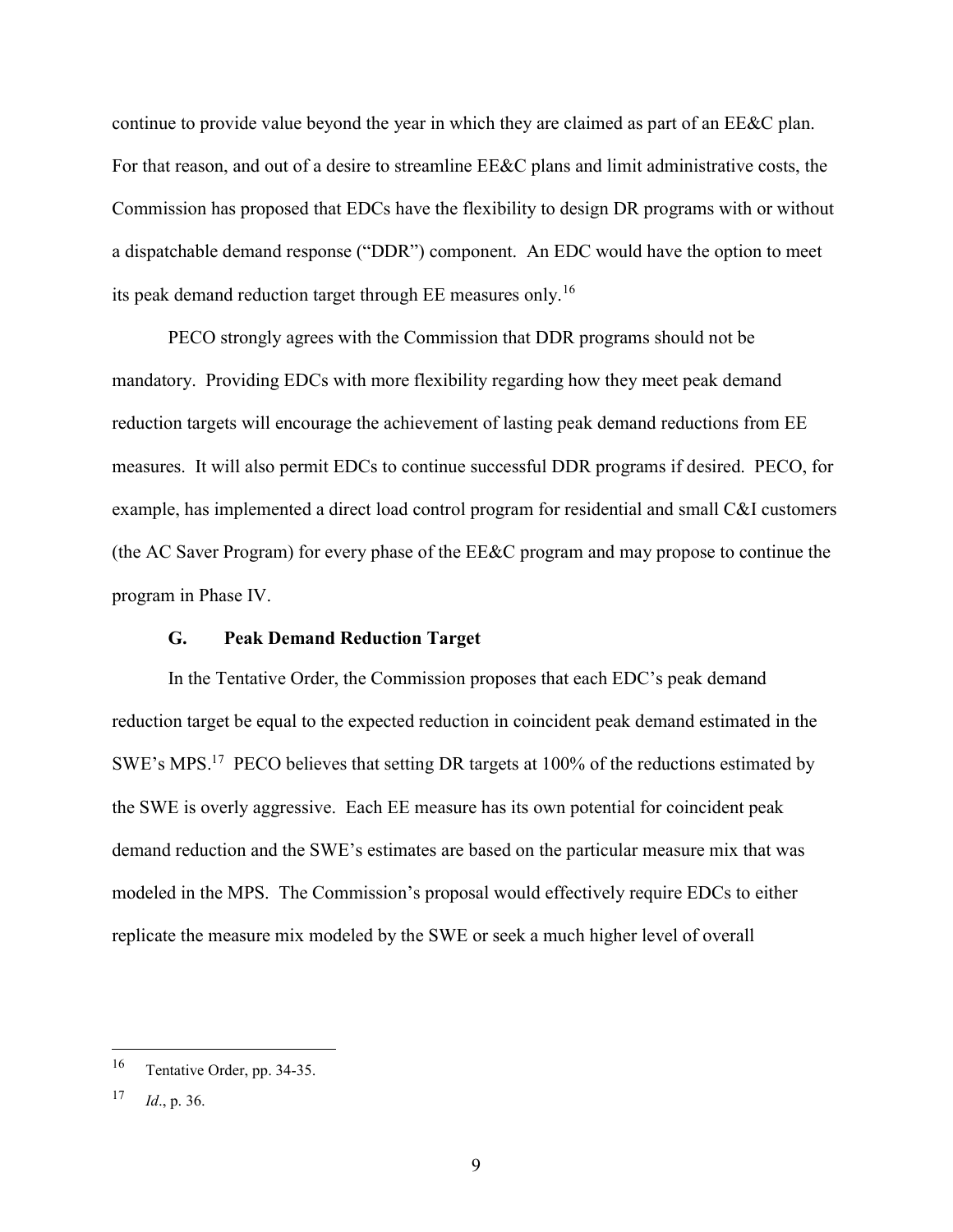continue to provide value beyond the year in which they are claimed as part of an EE&C plan. For that reason, and out of a desire to streamline EE&C plans and limit administrative costs, the Commission has proposed that EDCs have the flexibility to design DR programs with or without a dispatchable demand response ("DDR") component. An EDC would have the option to meet its peak demand reduction target through EE measures only.[16]

PECO strongly agrees with the Commission that DDR programs should not be mandatory. Providing EDCs with more flexibility regarding how they meet peak demand reduction targets will encourage the achievement of lasting peak demand reductions from EE measures. It will also permit EDCs to continue successful DDR programs if desired. PECO, for example, has implemented a direct load control program for residential and small C&I customers (the AC Saver Program) for every phase of the EE&C program and may propose to continue the program in Phase IV.

### G. Peak Demand Reduction Target

In the Tentative Order, the Commission proposes that each EDC's peak demand reduction target be equal to the expected reduction in coincident peak demand estimated in the SWE's MPS.[17] PECO believes that setting DR targets at 100% of the reductions estimated by the SWE is overly aggressive. Each EE measure has its own potential for coincident peak demand reduction and the SWE's estimates are based on the particular measure mix that was modeled in the MPS. The Commission's proposal would effectively require EDCs to either replicate the measure mix modeled by the SWE or seek a much higher level of overall

---

[16] Tentative Order, pp. 34-35.

[17] *Id*., p. 36.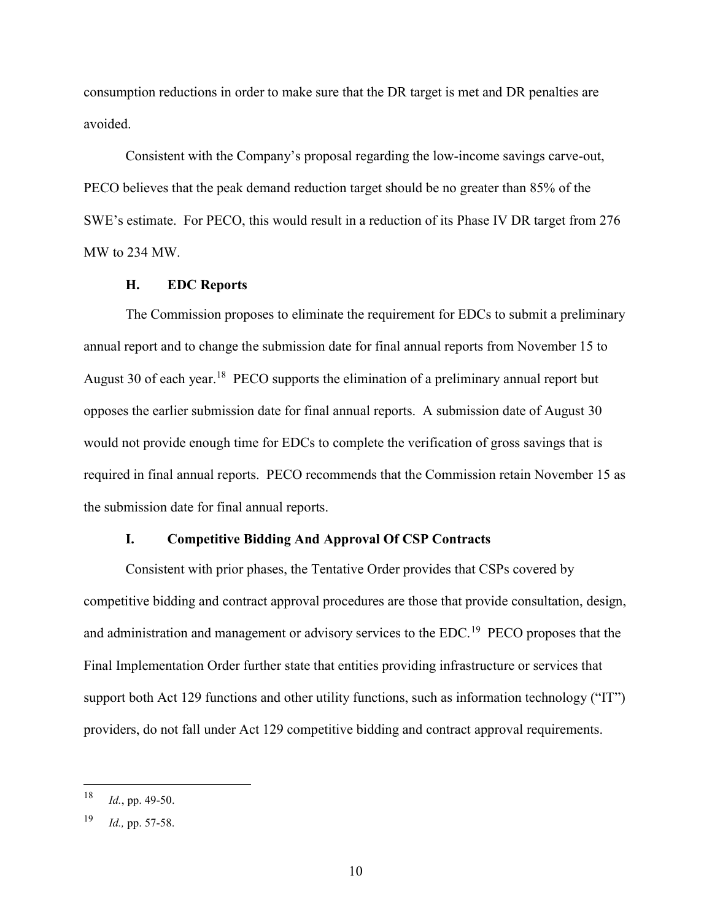consumption reductions in order to make sure that the DR target is met and DR penalties are avoided.

Consistent with the Company's proposal regarding the low-income savings carve-out, PECO believes that the peak demand reduction target should be no greater than 85% of the SWE's estimate. For PECO, this would result in a reduction of its Phase IV DR target from 276 MW to 234 MW.

### H. EDC Reports

The Commission proposes to eliminate the requirement for EDCs to submit a preliminary annual report and to change the submission date for final annual reports from November 15 to August 30 of each year.[18] PECO supports the elimination of a preliminary annual report but opposes the earlier submission date for final annual reports. A submission date of August 30 would not provide enough time for EDCs to complete the verification of gross savings that is required in final annual reports. PECO recommends that the Commission retain November 15 as the submission date for final annual reports.

### I. Competitive Bidding And Approval Of CSP Contracts

Consistent with prior phases, the Tentative Order provides that CSPs covered by competitive bidding and contract approval procedures are those that provide consultation, design, and administration and management or advisory services to the EDC.[19] PECO proposes that the Final Implementation Order further state that entities providing infrastructure or services that support both Act 129 functions and other utility functions, such as information technology ("IT") providers, do not fall under Act 129 competitive bidding and contract approval requirements.

---

[18] *Id.*, pp. 49-50.

[19] *Id.,* pp. 57-58.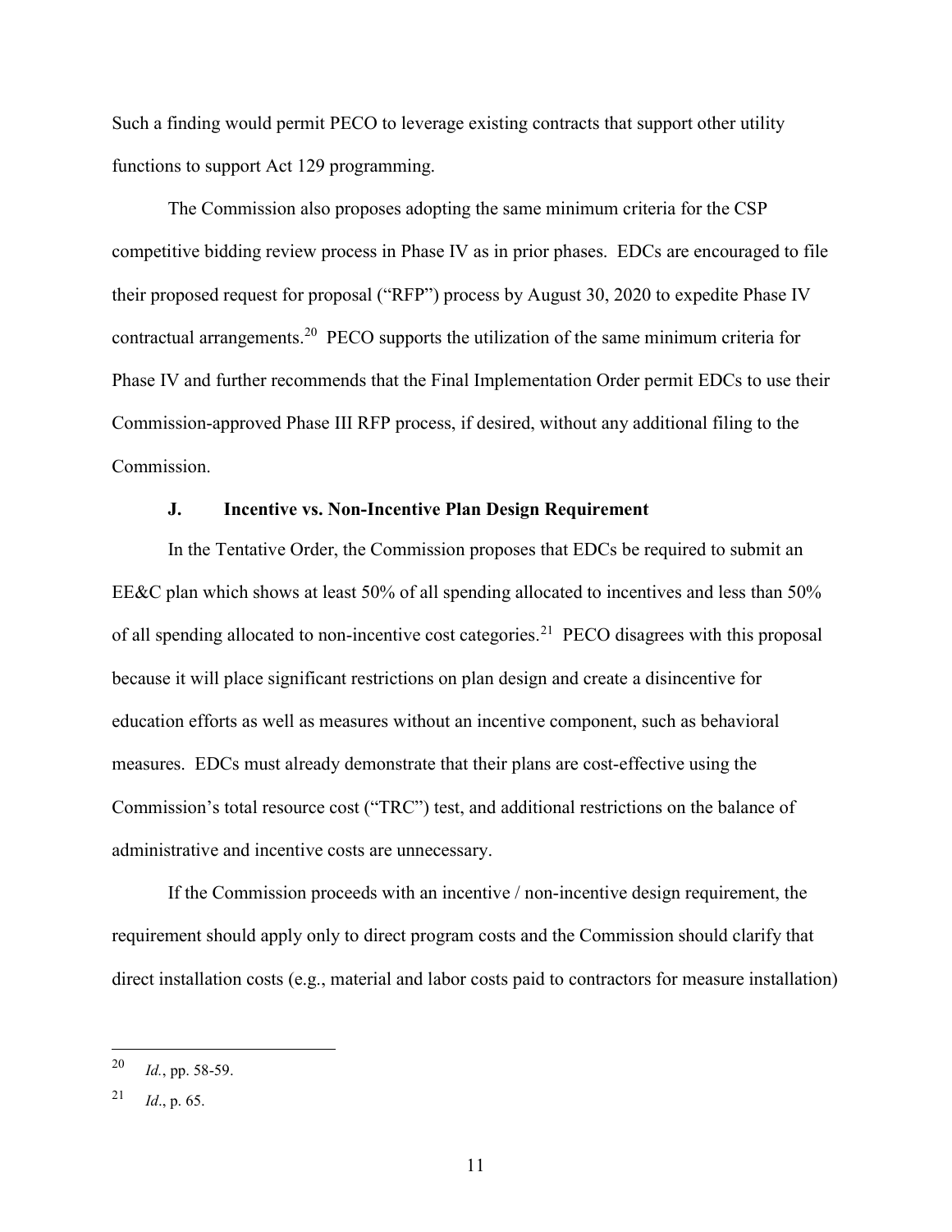Such a finding would permit PECO to leverage existing contracts that support other utility functions to support Act 129 programming.

The Commission also proposes adopting the same minimum criteria for the CSP competitive bidding review process in Phase IV as in prior phases. EDCs are encouraged to file their proposed request for proposal ("RFP") process by August 30, 2020 to expedite Phase IV contractual arrangements.[20] PECO supports the utilization of the same minimum criteria for Phase IV and further recommends that the Final Implementation Order permit EDCs to use their Commission-approved Phase III RFP process, if desired, without any additional filing to the Commission.

### J. Incentive vs. Non-Incentive Plan Design Requirement

In the Tentative Order, the Commission proposes that EDCs be required to submit an EE&C plan which shows at least 50% of all spending allocated to incentives and less than 50% of all spending allocated to non-incentive cost categories.[21] PECO disagrees with this proposal because it will place significant restrictions on plan design and create a disincentive for education efforts as well as measures without an incentive component, such as behavioral measures. EDCs must already demonstrate that their plans are cost-effective using the Commission's total resource cost ("TRC") test, and additional restrictions on the balance of administrative and incentive costs are unnecessary.

If the Commission proceeds with an incentive / non-incentive design requirement, the requirement should apply only to direct program costs and the Commission should clarify that direct installation costs (e.g., material and labor costs paid to contractors for measure installation)

---

[20] *Id.*, pp. 58-59.

[21] *Id*., p. 65.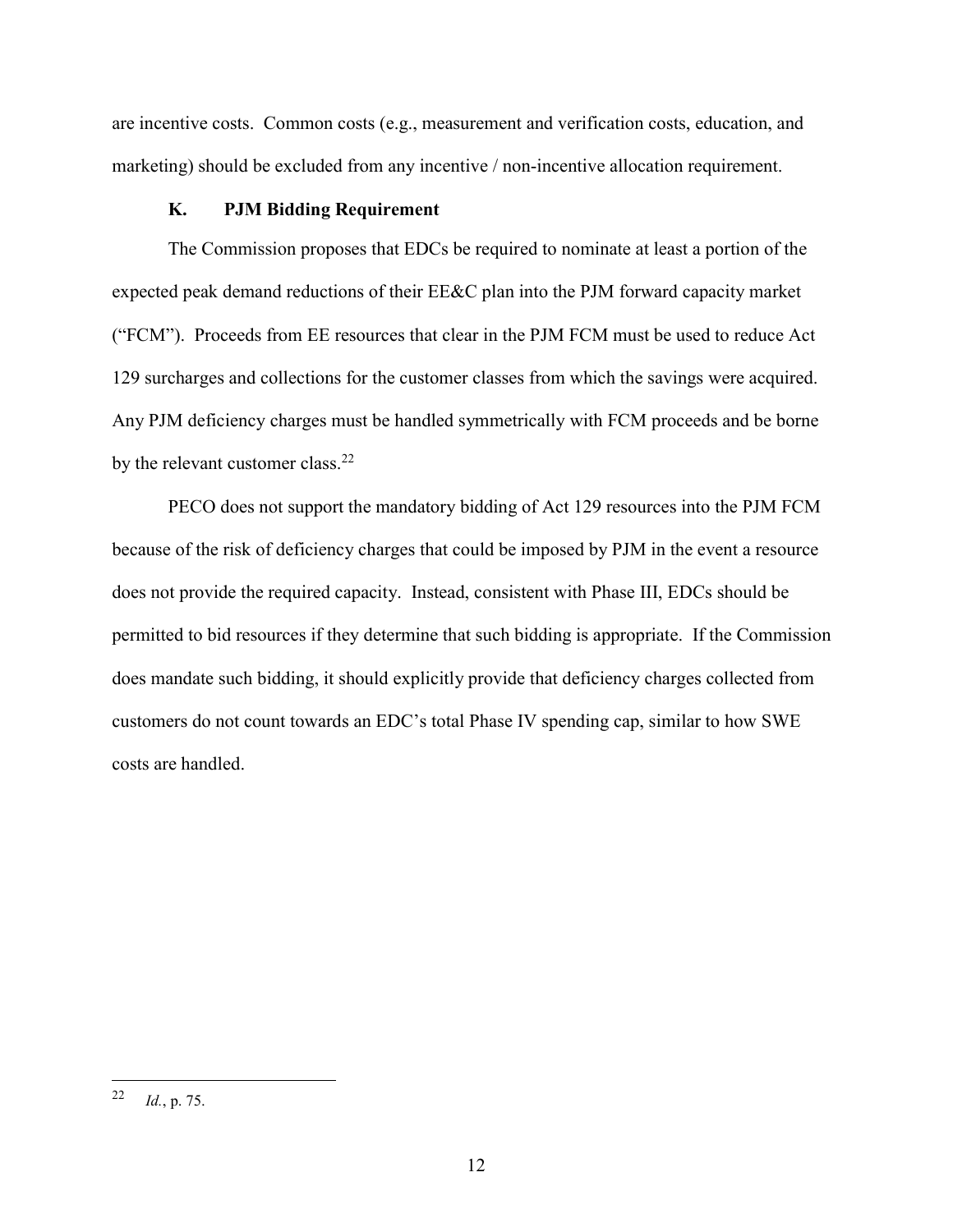are incentive costs. Common costs (e.g., measurement and verification costs, education, and marketing) should be excluded from any incentive / non-incentive allocation requirement.

### K. PJM Bidding Requirement

The Commission proposes that EDCs be required to nominate at least a portion of the expected peak demand reductions of their EE&C plan into the PJM forward capacity market ("FCM"). Proceeds from EE resources that clear in the PJM FCM must be used to reduce Act 129 surcharges and collections for the customer classes from which the savings were acquired. Any PJM deficiency charges must be handled symmetrically with FCM proceeds and be borne by the relevant customer class.[22]

PECO does not support the mandatory bidding of Act 129 resources into the PJM FCM because of the risk of deficiency charges that could be imposed by PJM in the event a resource does not provide the required capacity. Instead, consistent with Phase III, EDCs should be permitted to bid resources if they determine that such bidding is appropriate. If the Commission does mandate such bidding, it should explicitly provide that deficiency charges collected from customers do not count towards an EDC's total Phase IV spending cap, similar to how SWE costs are handled.

---

[22] *Id.*, p. 75.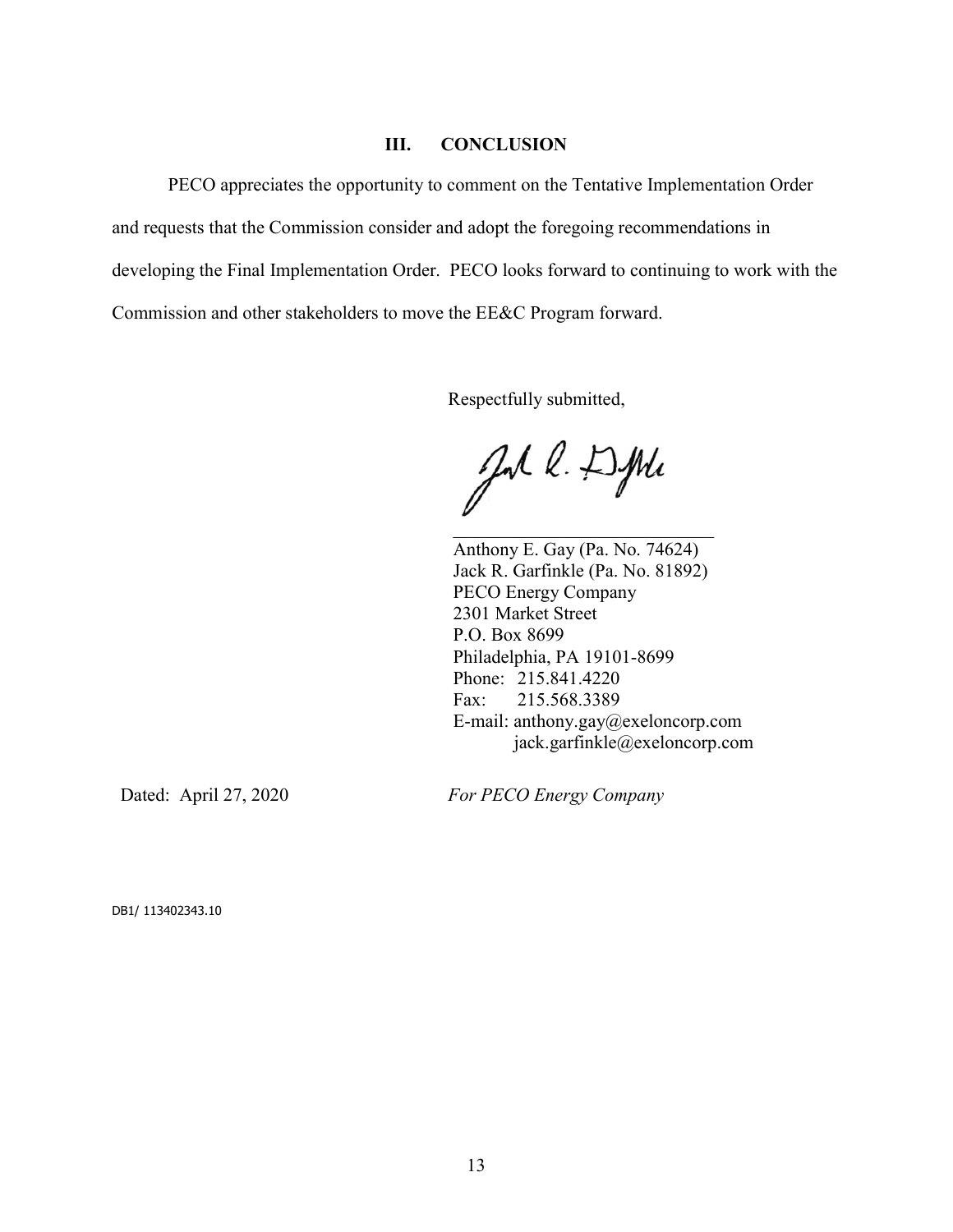## III. CONCLUSION

PECO appreciates the opportunity to comment on the Tentative Implementation Order and requests that the Commission consider and adopt the foregoing recommendations in developing the Final Implementation Order. PECO looks forward to continuing to work with the Commission and other stakeholders to move the EE&C Program forward.

Respectfully submitted,

\_\_\_\_\_\_\_\_\_\_\_\_\_\_\_\_\_\_\_\_\_\_\_\_\_\_\_\_\_\_

Anthony E. Gay (Pa. No. 74624)
Jack R. Garfinkle (Pa. No. 81892)
PECO Energy Company
2301 Market Street
P.O. Box 8699
Philadelphia, PA 19101-8699
Phone: 215.841.4220
Fax: 215.568.3389
E-mail: anthony.gay@exeloncorp.com
jack.garfinkle@exeloncorp.com

Dated: April 27, 2020

*For PECO Energy Company*

DB1/ 113402343.10